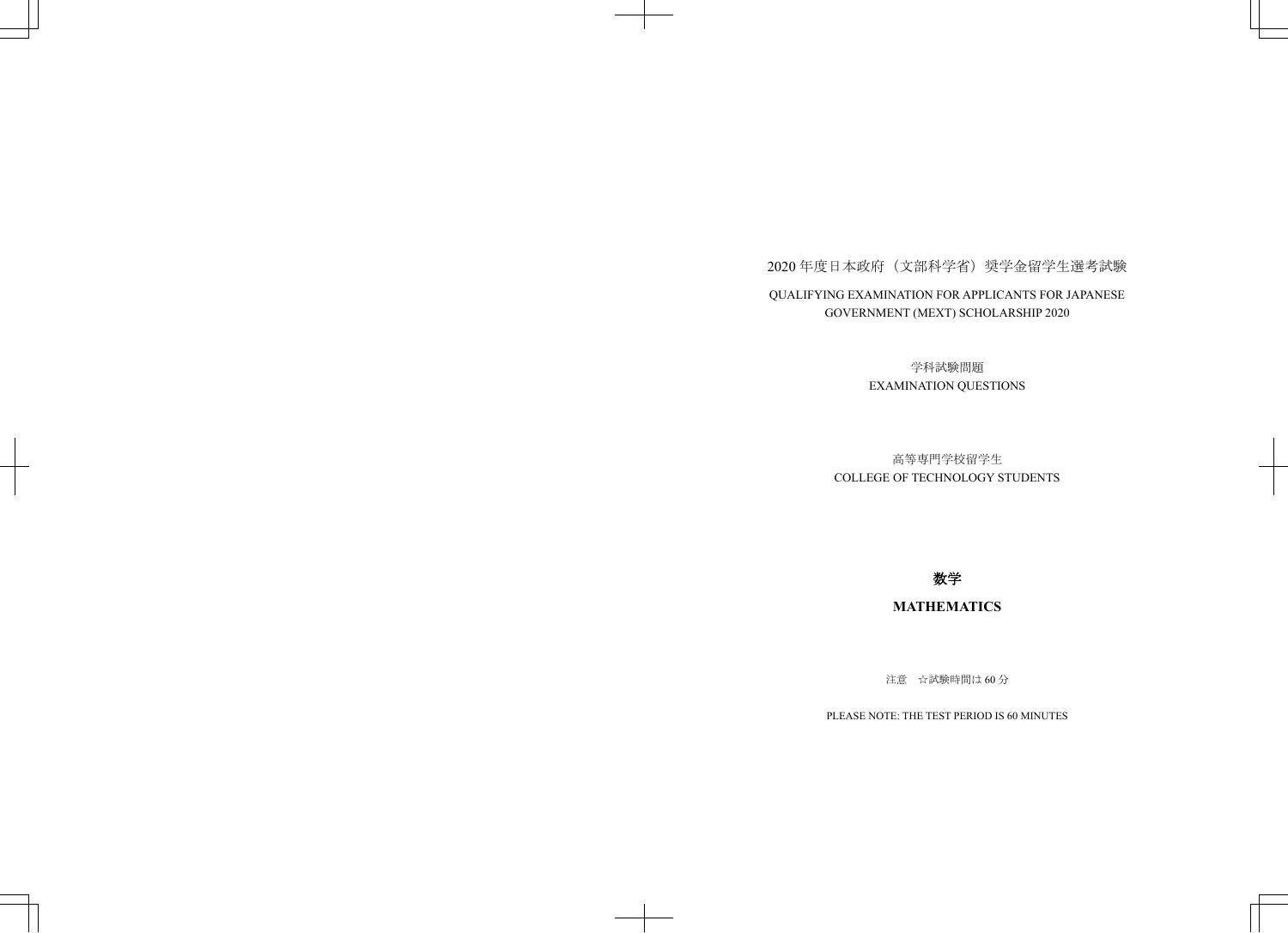2020 年度日本政府（文部科学省）奨学金留学生選考試験

QUALIFYING EXAMINATION FOR APPLICANTS FOR JAPANESE GOVERNMENT (MEXT) SCHOLARSHIP 2020

学科試験問題

EXAMINATION QUESTIONS

高等専門学校留学生

COLLEGE OF TECHNOLOGY STUDENTS

# 数学

# MATHEMATICS

注意　☆試験時間は 60 分

PLEASE NOTE: THE TEST PERIOD IS 60 MINUTES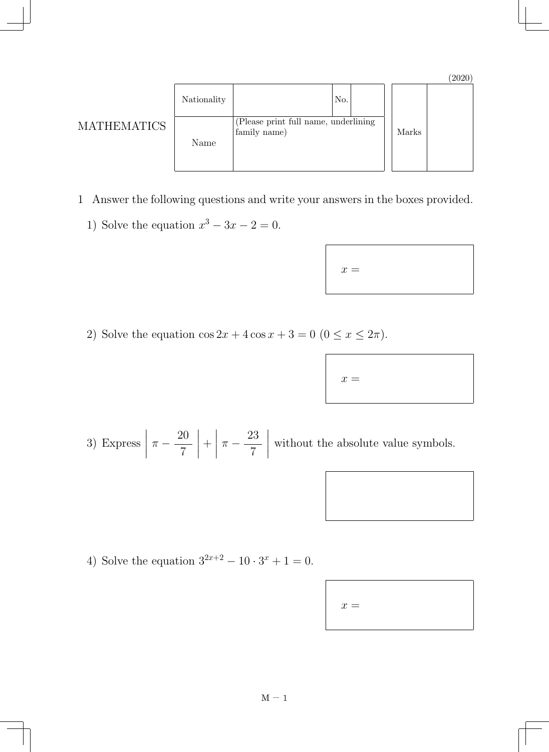(2020)

| | | | | | |
|---|---|---|---|---|---|
| MATHEMATICS | Nationality | | No. | | Marks |
| | Name | (Please print full name, underlining family name) | | | |

1 Answer the following questions and write your answers in the boxes provided.

1) Solve the equation $x^3 - 3x - 2 = 0$.

$x =$

2) Solve the equation $\cos 2x + 4\cos x + 3 = 0$ $(0 \leq x \leq 2\pi)$.

$x =$

3) Express $\left| \pi - \dfrac{20}{7} \right| + \left| \pi - \dfrac{23}{7} \right|$ without the absolute value symbols.

4) Solve the equation $3^{2x+2} - 10 \cdot 3^x + 1 = 0$.

$x =$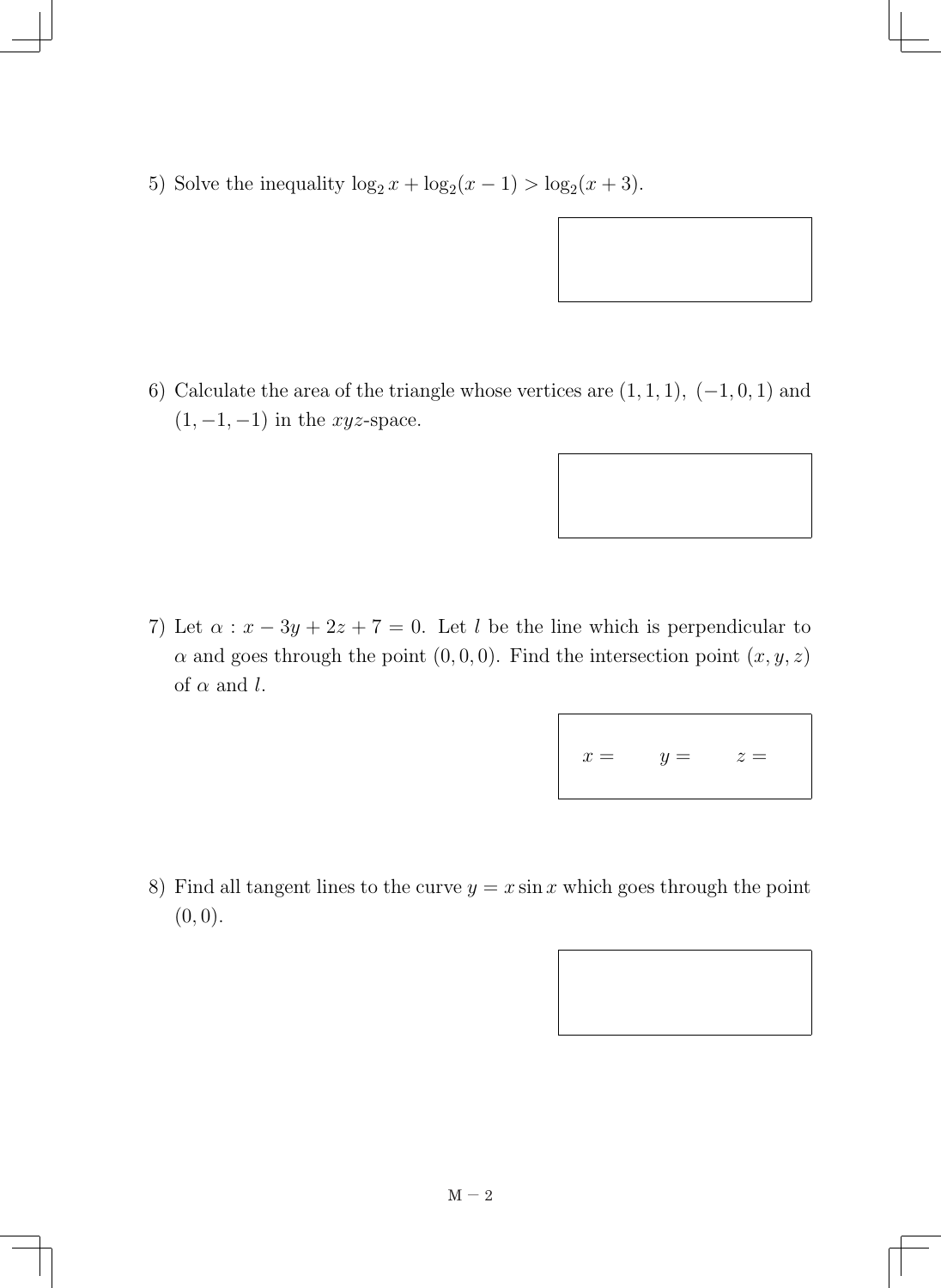5) Solve the inequality $\log_2 x + \log_2(x-1) > \log_2(x+3)$.

6) Calculate the area of the triangle whose vertices are $(1, 1, 1)$, $(-1, 0, 1)$ and $(1, -1, -1)$ in the $xyz$-space.

7) Let $\alpha : x - 3y + 2z + 7 = 0$. Let $l$ be the line which is perpendicular to $\alpha$ and goes through the point $(0, 0, 0)$. Find the intersection point $(x, y, z)$ of $\alpha$ and $l$.

$x =$ $\qquad$ $y =$ $\qquad$ $z =$

8) Find all tangent lines to the curve $y = x \sin x$ which goes through the point $(0, 0)$.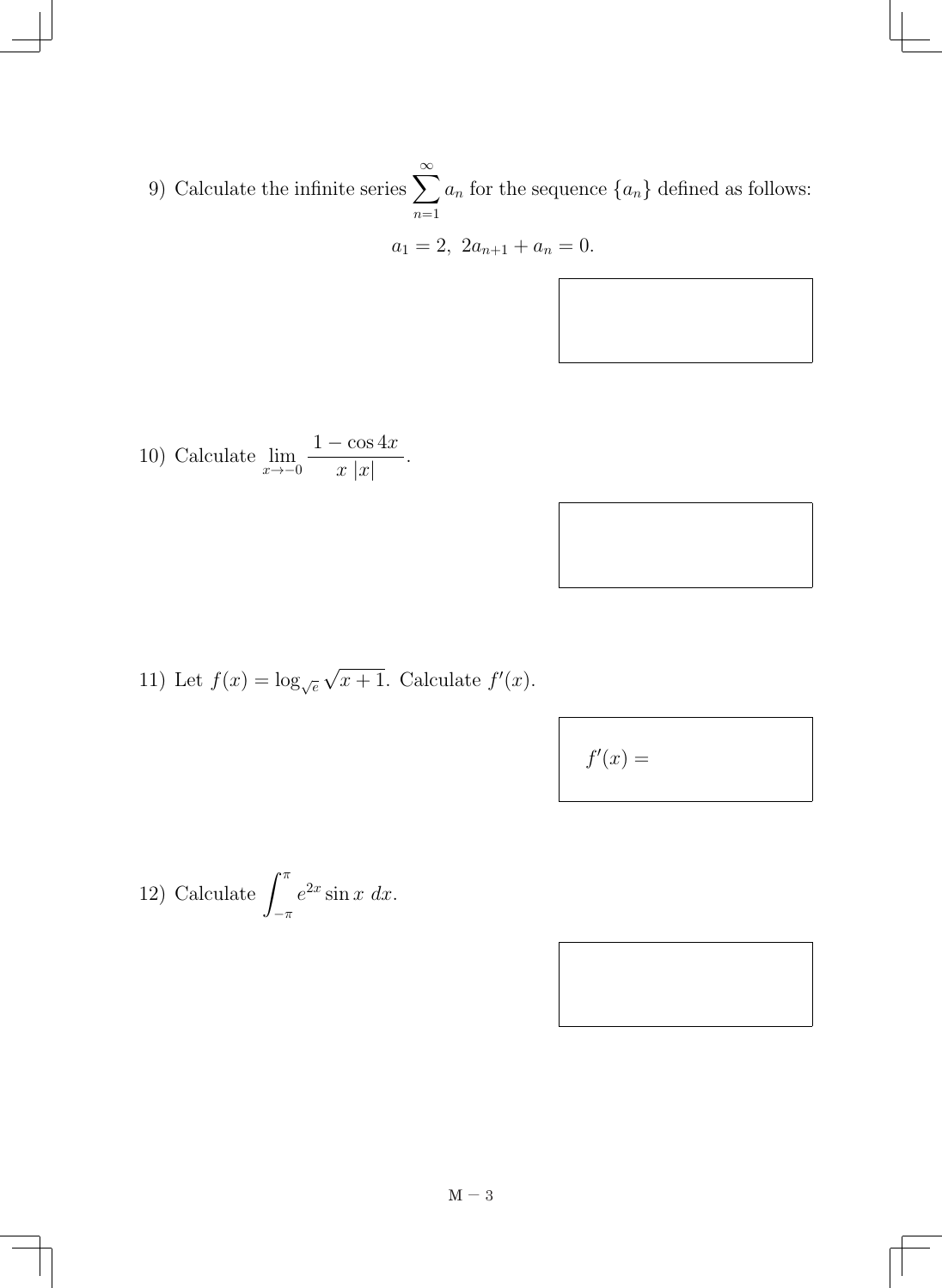9) Calculate the infinite series $\sum_{n=1}^{\infty} a_n$ for the sequence $\{a_n\}$ defined as follows:

$$a_1 = 2, \ 2a_{n+1} + a_n = 0.$$

10) Calculate $\lim_{x \to -0} \dfrac{1 - \cos 4x}{x\,|x|}$.

11) Let $f(x) = \log_{\sqrt{e}} \sqrt{x+1}$. Calculate $f'(x)$.

$f'(x) =$

12) Calculate $\int_{-\pi}^{\pi} e^{2x} \sin x \; dx$.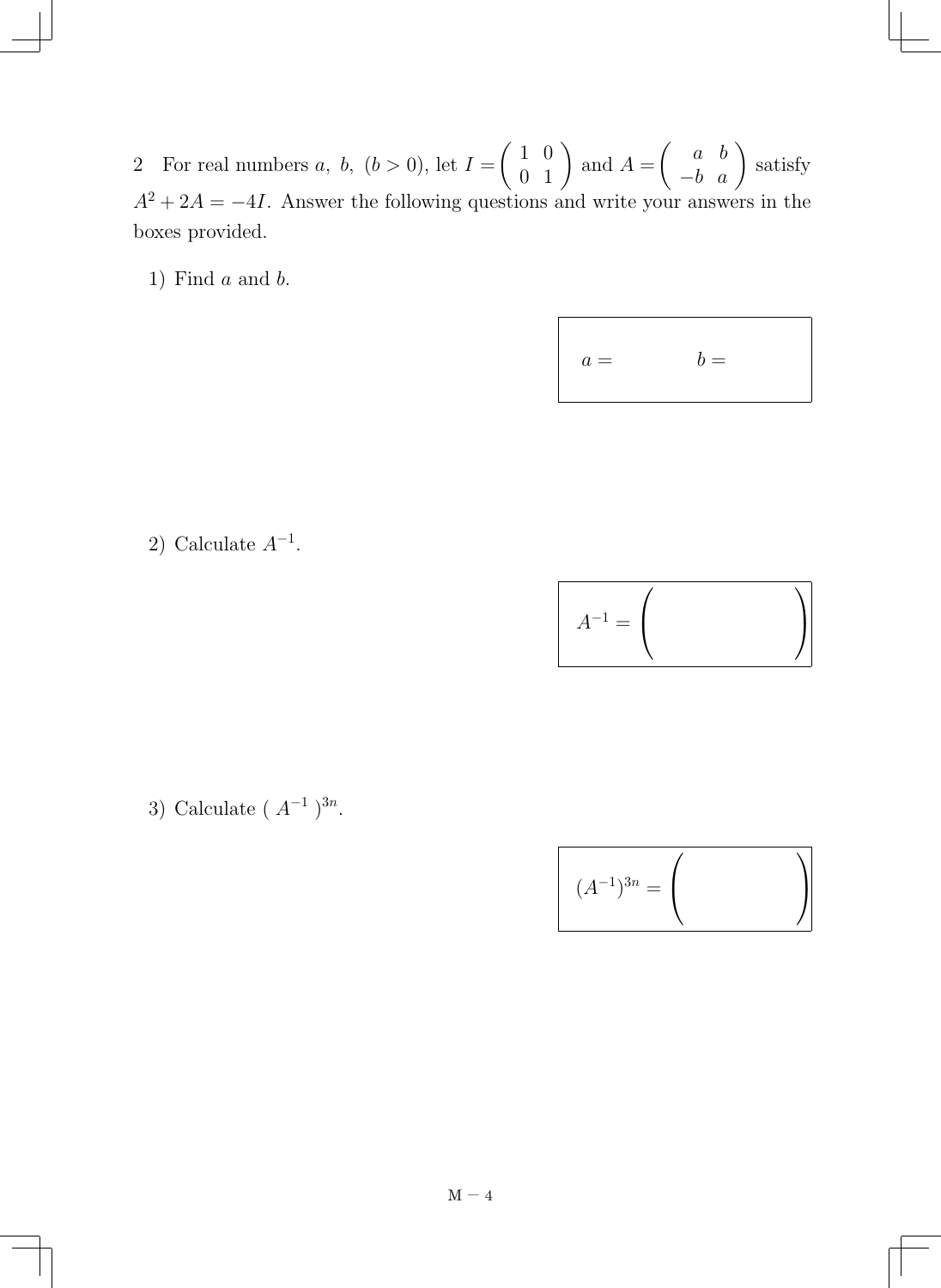2 For real numbers $a,\ b,\ (b > 0)$, let $I = \begin{pmatrix} 1 & 0 \\ 0 & 1 \end{pmatrix}$ and $A = \begin{pmatrix} a & b \\ -b & a \end{pmatrix}$ satisfy $A^2 + 2A = -4I$. Answer the following questions and write your answers in the boxes provided.

1) Find $a$ and $b$.

| $a =$ $\qquad\qquad$ $b =$ |
|---|

2) Calculate $A^{-1}$.

| $A^{-1} = \begin{pmatrix} \qquad\qquad \end{pmatrix}$ |
|---|

3) Calculate $(\ A^{-1}\ )^{3n}$.

| $(A^{-1})^{3n} = \begin{pmatrix} \qquad\qquad \end{pmatrix}$ |
|---|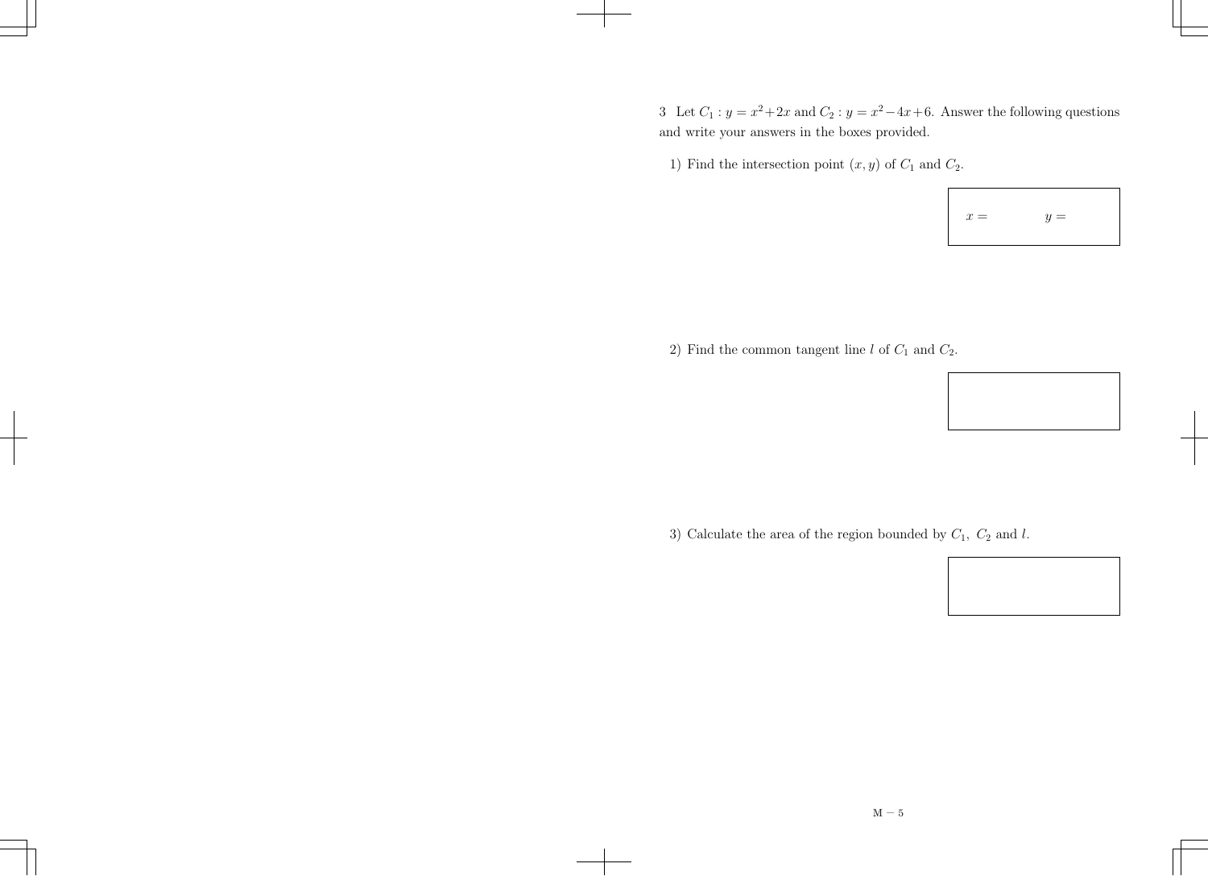3 Let $C_1 : y = x^2 + 2x$ and $C_2 : y = x^2 - 4x + 6$. Answer the following questions and write your answers in the boxes provided.

1) Find the intersection point $(x, y)$ of $C_1$ and $C_2$.

| $x =$ $y =$ |
|---|

2) Find the common tangent line $l$ of $C_1$ and $C_2$.

| |
|---|

3) Calculate the area of the region bounded by $C_1$, $C_2$ and $l$.

| |
|---|